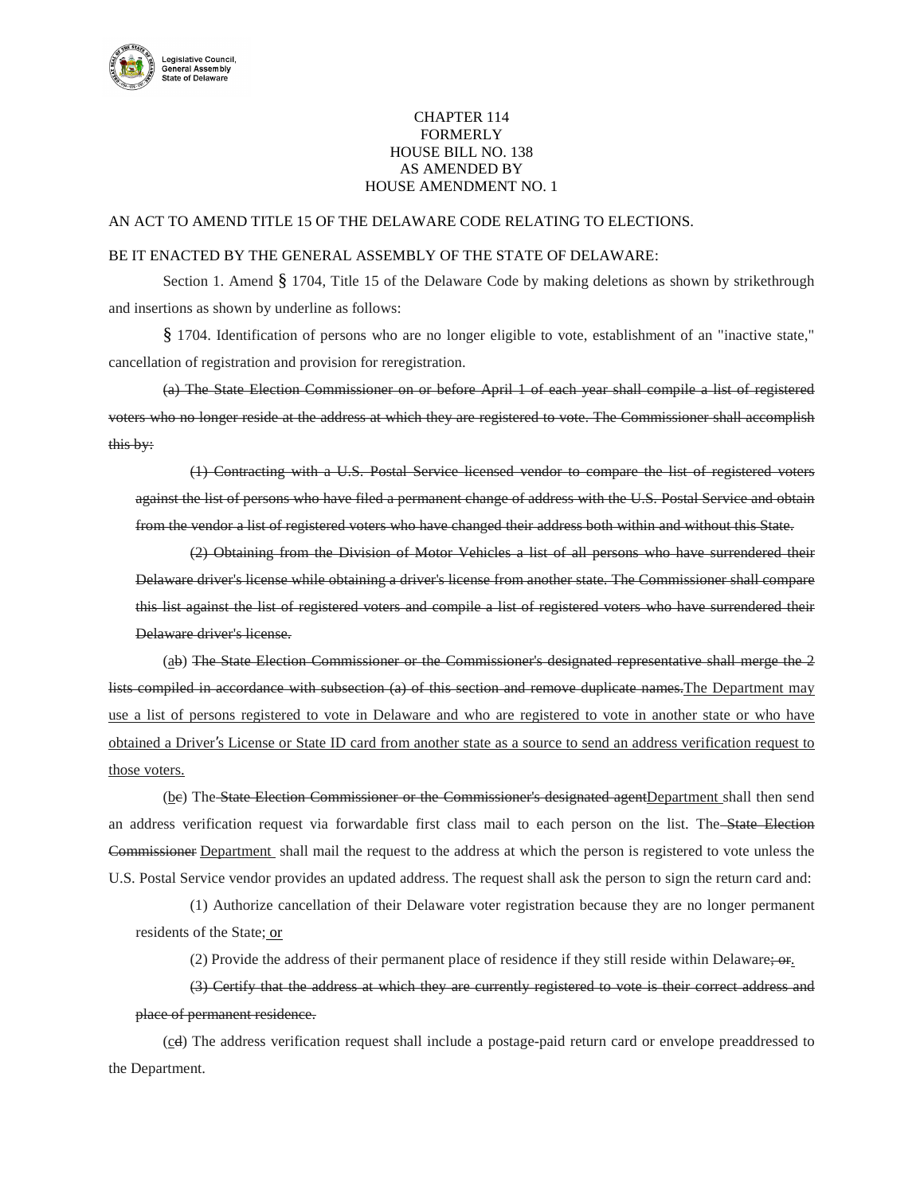CHAPTER 114
FORMERLY
HOUSE BILL NO. 138
AS AMENDED BY
HOUSE AMENDMENT NO. 1

AN ACT TO AMEND TITLE 15 OF THE DELAWARE CODE RELATING TO ELECTIONS.

BE IT ENACTED BY THE GENERAL ASSEMBLY OF THE STATE OF DELAWARE:

Section 1. Amend § 1704, Title 15 of the Delaware Code by making deletions as shown by strikethrough and insertions as shown by underline as follows:

§ 1704. Identification of persons who are no longer eligible to vote, establishment of an "inactive state," cancellation of registration and provision for reregistration.

~~(a) The State Election Commissioner on or before April 1 of each year shall compile a list of registered voters who no longer reside at the address at which they are registered to vote. The Commissioner shall accomplish this by:~~

~~(1) Contracting with a U.S. Postal Service licensed vendor to compare the list of registered voters against the list of persons who have filed a permanent change of address with the U.S. Postal Service and obtain from the vendor a list of registered voters who have changed their address both within and without this State.~~

~~(2) Obtaining from the Division of Motor Vehicles a list of all persons who have surrendered their Delaware driver's license while obtaining a driver's license from another state. The Commissioner shall compare this list against the list of registered voters and compile a list of registered voters who have surrendered their Delaware driver's license.~~

(<u>a</u>~~b~~) ~~The State Election Commissioner or the Commissioner's designated representative shall merge the 2 lists compiled in accordance with subsection (a) of this section and remove duplicate names.~~<u>The Department may use a list of persons registered to vote in Delaware and who are registered to vote in another state or who have obtained a Driver's License or State ID card from another state as a source to send an address verification request to those voters.</u>

(<u>b</u>~~c~~) The ~~State Election Commissioner or the Commissioner's designated agent~~<u>Department</u> shall then send an address verification request via forwardable first class mail to each person on the list. The ~~State Election Commissioner~~ <u>Department</u> shall mail the request to the address at which the person is registered to vote unless the U.S. Postal Service vendor provides an updated address. The request shall ask the person to sign the return card and:

(1) Authorize cancellation of their Delaware voter registration because they are no longer permanent residents of the State;<u> or</u>

(2) Provide the address of their permanent place of residence if they still reside within Delaware~~; or~~<u>.</u>

~~(3) Certify that the address at which they are currently registered to vote is their correct address and place of permanent residence.~~

(<u>c</u>~~d~~) The address verification request shall include a postage-paid return card or envelope preaddressed to the Department.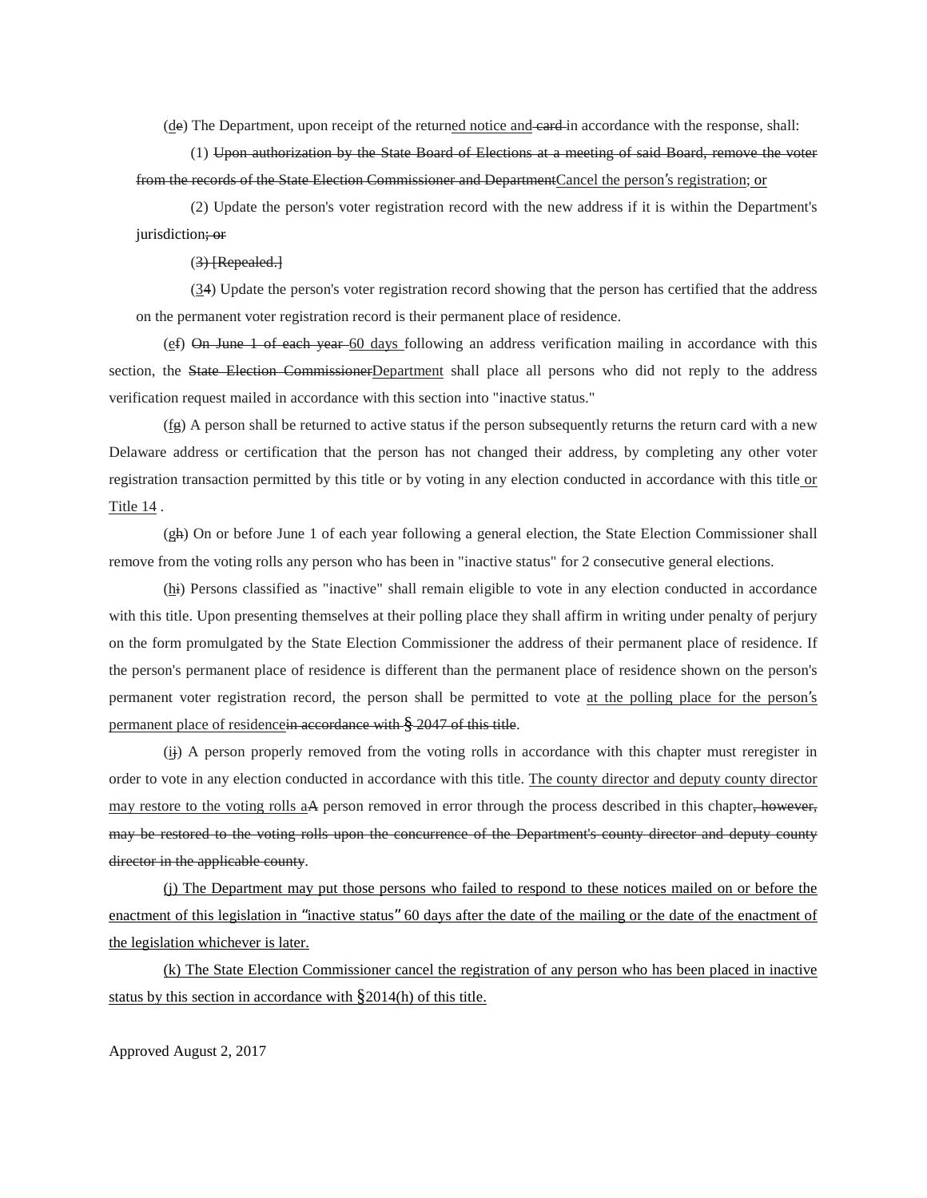(de) The Department, upon receipt of the returned notice and card in accordance with the response, shall:

(1) Upon authorization by the State Board of Elections at a meeting of said Board, remove the voter from the records of the State Election Commissioner and DepartmentCancel the person's registration; or

(2) Update the person's voter registration record with the new address if it is within the Department's jurisdiction; or

(3) [Repealed.]

(34) Update the person's voter registration record showing that the person has certified that the address on the permanent voter registration record is their permanent place of residence.

(ef) On June 1 of each year 60 days following an address verification mailing in accordance with this section, the State Election CommissionerDepartment shall place all persons who did not reply to the address verification request mailed in accordance with this section into "inactive status."

(fg) A person shall be returned to active status if the person subsequently returns the return card with a new Delaware address or certification that the person has not changed their address, by completing any other voter registration transaction permitted by this title or by voting in any election conducted in accordance with this title or Title 14 .

(gh) On or before June 1 of each year following a general election, the State Election Commissioner shall remove from the voting rolls any person who has been in "inactive status" for 2 consecutive general elections.

(hi) Persons classified as "inactive" shall remain eligible to vote in any election conducted in accordance with this title. Upon presenting themselves at their polling place they shall affirm in writing under penalty of perjury on the form promulgated by the State Election Commissioner the address of their permanent place of residence. If the person's permanent place of residence is different than the permanent place of residence shown on the person's permanent voter registration record, the person shall be permitted to vote at the polling place for the person's permanent place of residencein accordance with § 2047 of this title.

(ij) A person properly removed from the voting rolls in accordance with this chapter must reregister in order to vote in any election conducted in accordance with this title. The county director and deputy county director may restore to the voting rolls aA person removed in error through the process described in this chapter, however, may be restored to the voting rolls upon the concurrence of the Department's county director and deputy county director in the applicable county.

(j) The Department may put those persons who failed to respond to these notices mailed on or before the enactment of this legislation in "inactive status" 60 days after the date of the mailing or the date of the enactment of the legislation whichever is later.

(k) The State Election Commissioner cancel the registration of any person who has been placed in inactive status by this section in accordance with §2014(h) of this title.

Approved August 2, 2017